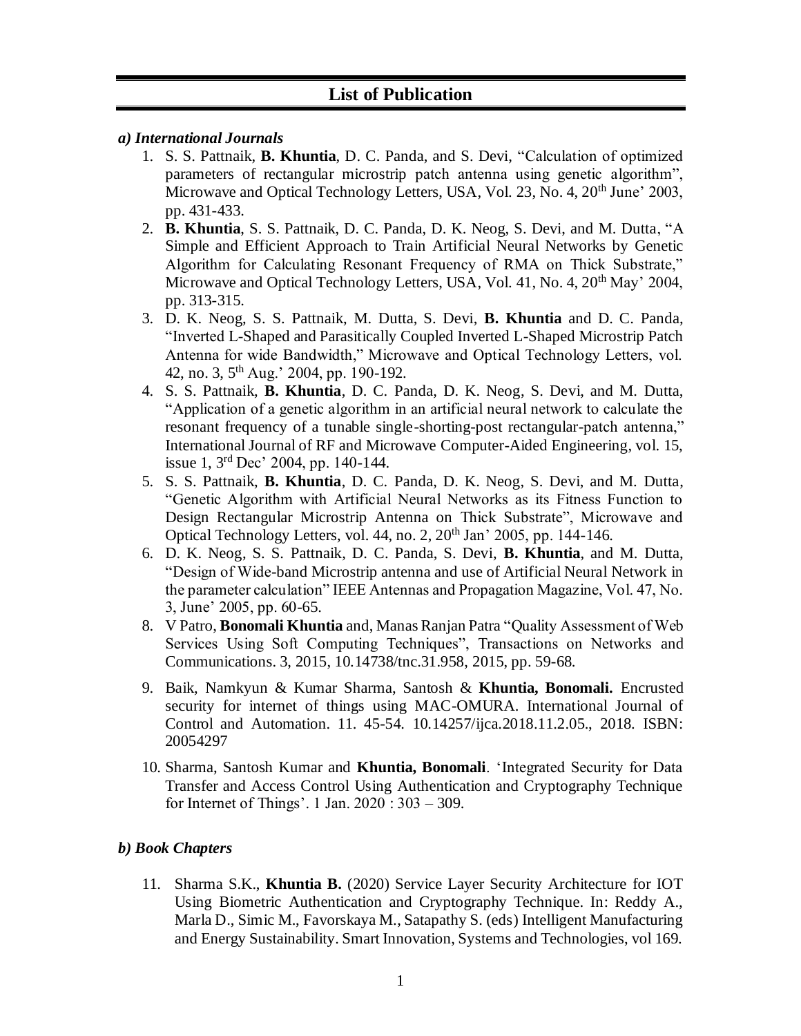## List of Publication

### *a) International Journals*

1. S. S. Pattnaik, **B. Khuntia**, D. C. Panda, and S. Devi, "Calculation of optimized parameters of rectangular microstrip patch antenna using genetic algorithm", Microwave and Optical Technology Letters, USA, Vol. 23, No. 4, 20th June' 2003, pp. 431-433.
2. **B. Khuntia**, S. S. Pattnaik, D. C. Panda, D. K. Neog, S. Devi, and M. Dutta, "A Simple and Efficient Approach to Train Artificial Neural Networks by Genetic Algorithm for Calculating Resonant Frequency of RMA on Thick Substrate," Microwave and Optical Technology Letters, USA, Vol. 41, No. 4, 20th May' 2004, pp. 313-315.
3. D. K. Neog, S. S. Pattnaik, M. Dutta, S. Devi, **B. Khuntia** and D. C. Panda, "Inverted L-Shaped and Parasitically Coupled Inverted L-Shaped Microstrip Patch Antenna for wide Bandwidth," Microwave and Optical Technology Letters, vol. 42, no. 3, 5th Aug.' 2004, pp. 190-192.
4. S. S. Pattnaik, **B. Khuntia**, D. C. Panda, D. K. Neog, S. Devi, and M. Dutta, "Application of a genetic algorithm in an artificial neural network to calculate the resonant frequency of a tunable single-shorting-post rectangular-patch antenna," International Journal of RF and Microwave Computer-Aided Engineering, vol. 15, issue 1, 3rd Dec' 2004, pp. 140-144.
5. S. S. Pattnaik, **B. Khuntia**, D. C. Panda, D. K. Neog, S. Devi, and M. Dutta, "Genetic Algorithm with Artificial Neural Networks as its Fitness Function to Design Rectangular Microstrip Antenna on Thick Substrate", Microwave and Optical Technology Letters, vol. 44, no. 2, 20th Jan' 2005, pp. 144-146.
6. D. K. Neog, S. S. Pattnaik, D. C. Panda, S. Devi, **B. Khuntia**, and M. Dutta, "Design of Wide-band Microstrip antenna and use of Artificial Neural Network in the parameter calculation" IEEE Antennas and Propagation Magazine, Vol. 47, No. 3, June' 2005, pp. 60-65.
8. V Patro, **Bonomali Khuntia** and, Manas Ranjan Patra "Quality Assessment of Web Services Using Soft Computing Techniques", Transactions on Networks and Communications. 3, 2015, 10.14738/tnc.31.958, 2015, pp. 59-68.
9. Baik, Namkyun & Kumar Sharma, Santosh & **Khuntia, Bonomali.** Encrusted security for internet of things using MAC-OMURA. International Journal of Control and Automation. 11. 45-54. 10.14257/ijca.2018.11.2.05., 2018. ISBN: 20054297
10. Sharma, Santosh Kumar and **Khuntia, Bonomali**. 'Integrated Security for Data Transfer and Access Control Using Authentication and Cryptography Technique for Internet of Things'. 1 Jan. 2020 : 303 – 309.

### *b) Book Chapters*

11. Sharma S.K., **Khuntia B.** (2020) Service Layer Security Architecture for IOT Using Biometric Authentication and Cryptography Technique. In: Reddy A., Marla D., Simic M., Favorskaya M., Satapathy S. (eds) Intelligent Manufacturing and Energy Sustainability. Smart Innovation, Systems and Technologies, vol 169.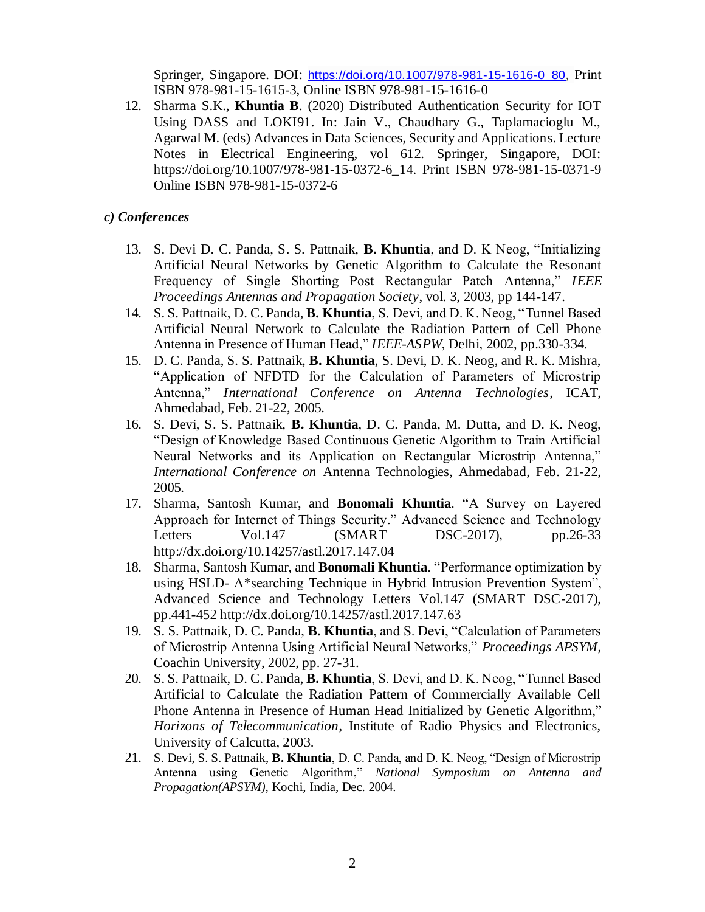Springer, Singapore. DOI: https://doi.org/10.1007/978-981-15-1616-0_80, Print ISBN 978-981-15-1615-3, Online ISBN 978-981-15-1616-0

12. Sharma S.K., **Khuntia B**. (2020) Distributed Authentication Security for IOT Using DASS and LOKI91. In: Jain V., Chaudhary G., Taplamacioglu M., Agarwal M. (eds) Advances in Data Sciences, Security and Applications. Lecture Notes in Electrical Engineering, vol 612. Springer, Singapore, DOI: https://doi.org/10.1007/978-981-15-0372-6_14. Print ISBN 978-981-15-0371-9 Online ISBN 978-981-15-0372-6

### *c) Conferences*

13. S. Devi D. C. Panda, S. S. Pattnaik, **B. Khuntia**, and D. K Neog, "Initializing Artificial Neural Networks by Genetic Algorithm to Calculate the Resonant Frequency of Single Shorting Post Rectangular Patch Antenna," *IEEE Proceedings Antennas and Propagation Society*, vol. 3, 2003, pp 144-147.
14. S. S. Pattnaik, D. C. Panda, **B. Khuntia**, S. Devi, and D. K. Neog, "Tunnel Based Artificial Neural Network to Calculate the Radiation Pattern of Cell Phone Antenna in Presence of Human Head," *IEEE-ASPW*, Delhi, 2002, pp.330-334.
15. D. C. Panda, S. S. Pattnaik, **B. Khuntia**, S. Devi, D. K. Neog, and R. K. Mishra, "Application of NFDTD for the Calculation of Parameters of Microstrip Antenna," *International Conference on Antenna Technologies*, ICAT, Ahmedabad, Feb. 21-22, 2005.
16. S. Devi, S. S. Pattnaik, **B. Khuntia**, D. C. Panda, M. Dutta, and D. K. Neog, "Design of Knowledge Based Continuous Genetic Algorithm to Train Artificial Neural Networks and its Application on Rectangular Microstrip Antenna," *International Conference on* Antenna Technologies, Ahmedabad, Feb. 21-22, 2005.
17. Sharma, Santosh Kumar, and **Bonomali Khuntia**. "A Survey on Layered Approach for Internet of Things Security." Advanced Science and Technology Letters Vol.147 (SMART DSC-2017), pp.26-33 http://dx.doi.org/10.14257/astl.2017.147.04
18. Sharma, Santosh Kumar, and **Bonomali Khuntia**. "Performance optimization by using HSLD- A*searching Technique in Hybrid Intrusion Prevention System", Advanced Science and Technology Letters Vol.147 (SMART DSC-2017), pp.441-452 http://dx.doi.org/10.14257/astl.2017.147.63
19. S. S. Pattnaik, D. C. Panda, **B. Khuntia**, and S. Devi, "Calculation of Parameters of Microstrip Antenna Using Artificial Neural Networks," *Proceedings APSYM*, Coachin University, 2002, pp. 27-31.
20. S. S. Pattnaik, D. C. Panda, **B. Khuntia**, S. Devi, and D. K. Neog, "Tunnel Based Artificial to Calculate the Radiation Pattern of Commercially Available Cell Phone Antenna in Presence of Human Head Initialized by Genetic Algorithm," *Horizons of Telecommunication*, Institute of Radio Physics and Electronics, University of Calcutta, 2003.
21. S. Devi, S. S. Pattnaik, **B. Khuntia**, D. C. Panda, and D. K. Neog, "Design of Microstrip Antenna using Genetic Algorithm," *National Symposium on Antenna and Propagation(APSYM)*, Kochi, India, Dec. 2004.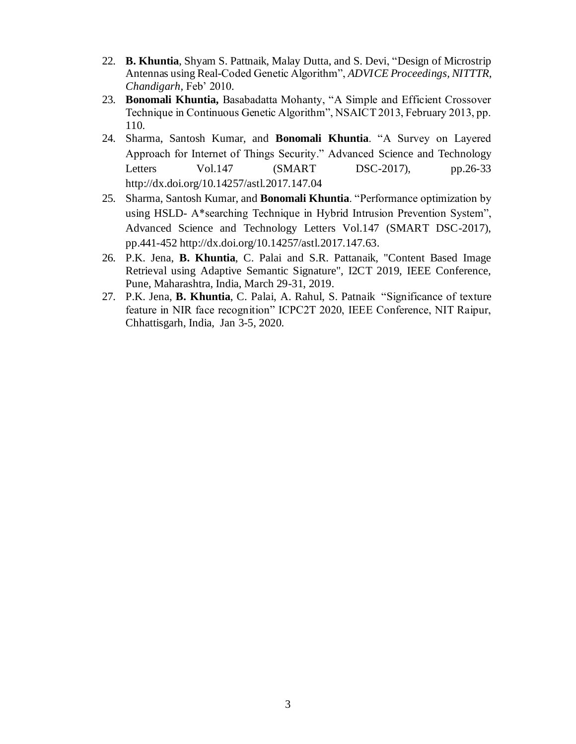22. **B. Khuntia**, Shyam S. Pattnaik, Malay Dutta, and S. Devi, "Design of Microstrip Antennas using Real-Coded Genetic Algorithm", *ADVICE Proceedings, NITTTR, Chandigarh*, Feb' 2010.
23. **Bonomali Khuntia,** Basabadatta Mohanty, "A Simple and Efficient Crossover Technique in Continuous Genetic Algorithm", NSAICT 2013, February 2013, pp. 110.
24. Sharma, Santosh Kumar, and **Bonomali Khuntia**. "A Survey on Layered Approach for Internet of Things Security." Advanced Science and Technology Letters Vol.147 (SMART DSC-2017), pp.26-33 http://dx.doi.org/10.14257/astl.2017.147.04
25. Sharma, Santosh Kumar, and **Bonomali Khuntia**. "Performance optimization by using HSLD- A*searching Technique in Hybrid Intrusion Prevention System", Advanced Science and Technology Letters Vol.147 (SMART DSC-2017), pp.441-452 http://dx.doi.org/10.14257/astl.2017.147.63.
26. P.K. Jena, **B. Khuntia**, C. Palai and S.R. Pattanaik, "Content Based Image Retrieval using Adaptive Semantic Signature", I2CT 2019, IEEE Conference, Pune, Maharashtra, India, March 29-31, 2019.
27. P.K. Jena, **B. Khuntia**, C. Palai, A. Rahul, S. Patnaik "Significance of texture feature in NIR face recognition" ICPC2T 2020, IEEE Conference, NIT Raipur, Chhattisgarh, India, Jan 3-5, 2020.